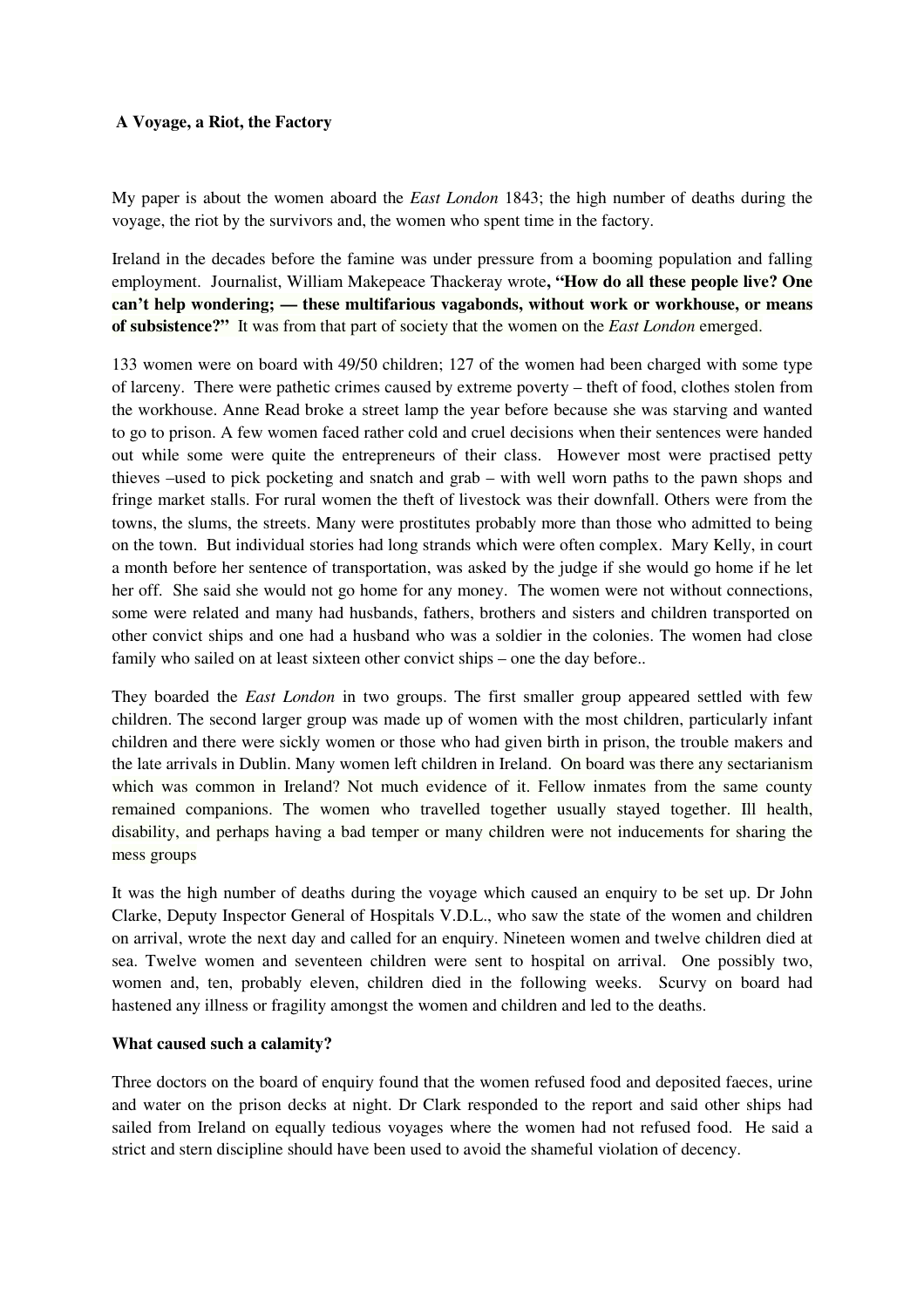**A Voyage, a Riot, the Factory**

My paper is about the women aboard the *East London* 1843; the high number of deaths during the voyage, the riot by the survivors and, the women who spent time in the factory.

Ireland in the decades before the famine was under pressure from a booming population and falling employment. Journalist, William Makepeace Thackeray wrote**, "How do all these people live? One can't help wondering; — these multifarious vagabonds, without work or workhouse, or means of subsistence?"** It was from that part of society that the women on the *East London* emerged.

133 women were on board with 49/50 children; 127 of the women had been charged with some type of larceny. There were pathetic crimes caused by extreme poverty – theft of food, clothes stolen from the workhouse. Anne Read broke a street lamp the year before because she was starving and wanted to go to prison. A few women faced rather cold and cruel decisions when their sentences were handed out while some were quite the entrepreneurs of their class. However most were practised petty thieves –used to pick pocketing and snatch and grab – with well worn paths to the pawn shops and fringe market stalls. For rural women the theft of livestock was their downfall. Others were from the towns, the slums, the streets. Many were prostitutes probably more than those who admitted to being on the town. But individual stories had long strands which were often complex. Mary Kelly, in court a month before her sentence of transportation, was asked by the judge if she would go home if he let her off. She said she would not go home for any money. The women were not without connections, some were related and many had husbands, fathers, brothers and sisters and children transported on other convict ships and one had a husband who was a soldier in the colonies. The women had close family who sailed on at least sixteen other convict ships – one the day before..

They boarded the *East London* in two groups. The first smaller group appeared settled with few children. The second larger group was made up of women with the most children, particularly infant children and there were sickly women or those who had given birth in prison, the trouble makers and the late arrivals in Dublin. Many women left children in Ireland. On board was there any sectarianism which was common in Ireland? Not much evidence of it. Fellow inmates from the same county remained companions. The women who travelled together usually stayed together. Ill health, disability, and perhaps having a bad temper or many children were not inducements for sharing the mess groups

It was the high number of deaths during the voyage which caused an enquiry to be set up. Dr John Clarke, Deputy Inspector General of Hospitals V.D.L., who saw the state of the women and children on arrival, wrote the next day and called for an enquiry. Nineteen women and twelve children died at sea. Twelve women and seventeen children were sent to hospital on arrival. One possibly two, women and, ten, probably eleven, children died in the following weeks. Scurvy on board had hastened any illness or fragility amongst the women and children and led to the deaths.

**What caused such a calamity?**

Three doctors on the board of enquiry found that the women refused food and deposited faeces, urine and water on the prison decks at night. Dr Clark responded to the report and said other ships had sailed from Ireland on equally tedious voyages where the women had not refused food. He said a strict and stern discipline should have been used to avoid the shameful violation of decency.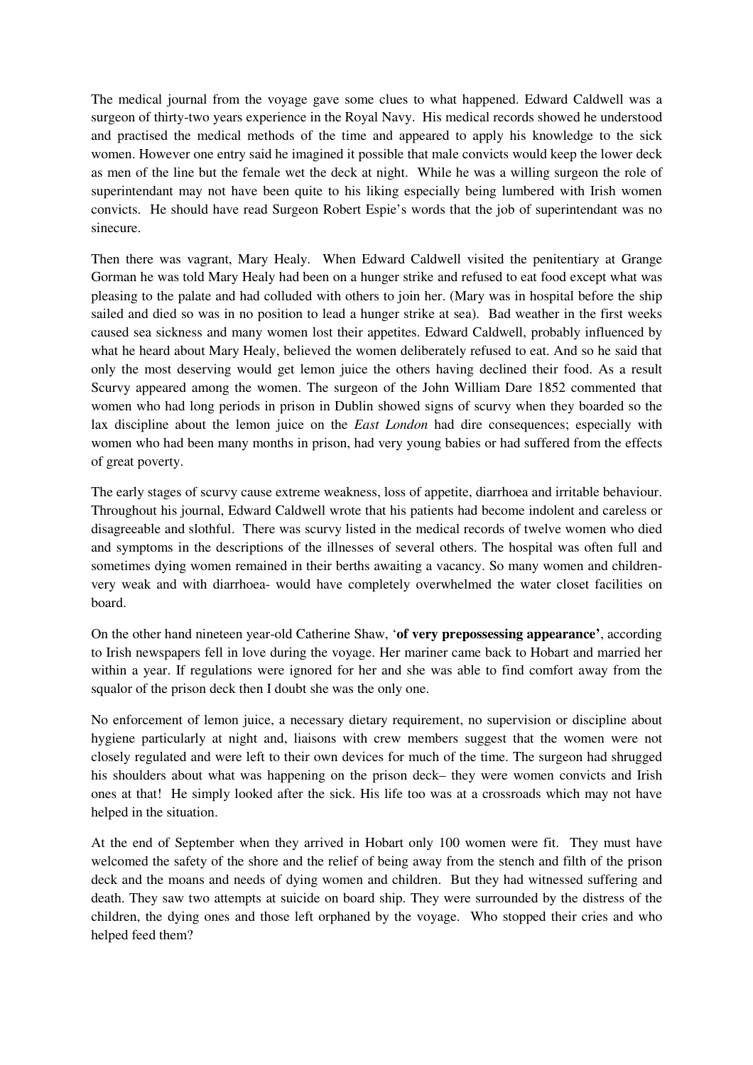The medical journal from the voyage gave some clues to what happened. Edward Caldwell was a surgeon of thirty-two years experience in the Royal Navy. His medical records showed he understood and practised the medical methods of the time and appeared to apply his knowledge to the sick women. However one entry said he imagined it possible that male convicts would keep the lower deck as men of the line but the female wet the deck at night. While he was a willing surgeon the role of superintendant may not have been quite to his liking especially being lumbered with Irish women convicts. He should have read Surgeon Robert Espie's words that the job of superintendant was no sinecure.

Then there was vagrant, Mary Healy. When Edward Caldwell visited the penitentiary at Grange Gorman he was told Mary Healy had been on a hunger strike and refused to eat food except what was pleasing to the palate and had colluded with others to join her. (Mary was in hospital before the ship sailed and died so was in no position to lead a hunger strike at sea). Bad weather in the first weeks caused sea sickness and many women lost their appetites. Edward Caldwell, probably influenced by what he heard about Mary Healy, believed the women deliberately refused to eat. And so he said that only the most deserving would get lemon juice the others having declined their food. As a result Scurvy appeared among the women. The surgeon of the John William Dare 1852 commented that women who had long periods in prison in Dublin showed signs of scurvy when they boarded so the lax discipline about the lemon juice on the *East London* had dire consequences; especially with women who had been many months in prison, had very young babies or had suffered from the effects of great poverty.

The early stages of scurvy cause extreme weakness, loss of appetite, diarrhoea and irritable behaviour. Throughout his journal, Edward Caldwell wrote that his patients had become indolent and careless or disagreeable and slothful. There was scurvy listed in the medical records of twelve women who died and symptoms in the descriptions of the illnesses of several others. The hospital was often full and sometimes dying women remained in their berths awaiting a vacancy. So many women and children- very weak and with diarrhoea- would have completely overwhelmed the water closet facilities on board.

On the other hand nineteen year-old Catherine Shaw, '**of very prepossessing appearance'**, according to Irish newspapers fell in love during the voyage. Her mariner came back to Hobart and married her within a year. If regulations were ignored for her and she was able to find comfort away from the squalor of the prison deck then I doubt she was the only one.

No enforcement of lemon juice, a necessary dietary requirement, no supervision or discipline about hygiene particularly at night and, liaisons with crew members suggest that the women were not closely regulated and were left to their own devices for much of the time. The surgeon had shrugged his shoulders about what was happening on the prison deck– they were women convicts and Irish ones at that! He simply looked after the sick. His life too was at a crossroads which may not have helped in the situation.

At the end of September when they arrived in Hobart only 100 women were fit. They must have welcomed the safety of the shore and the relief of being away from the stench and filth of the prison deck and the moans and needs of dying women and children. But they had witnessed suffering and death. They saw two attempts at suicide on board ship. They were surrounded by the distress of the children, the dying ones and those left orphaned by the voyage. Who stopped their cries and who helped feed them?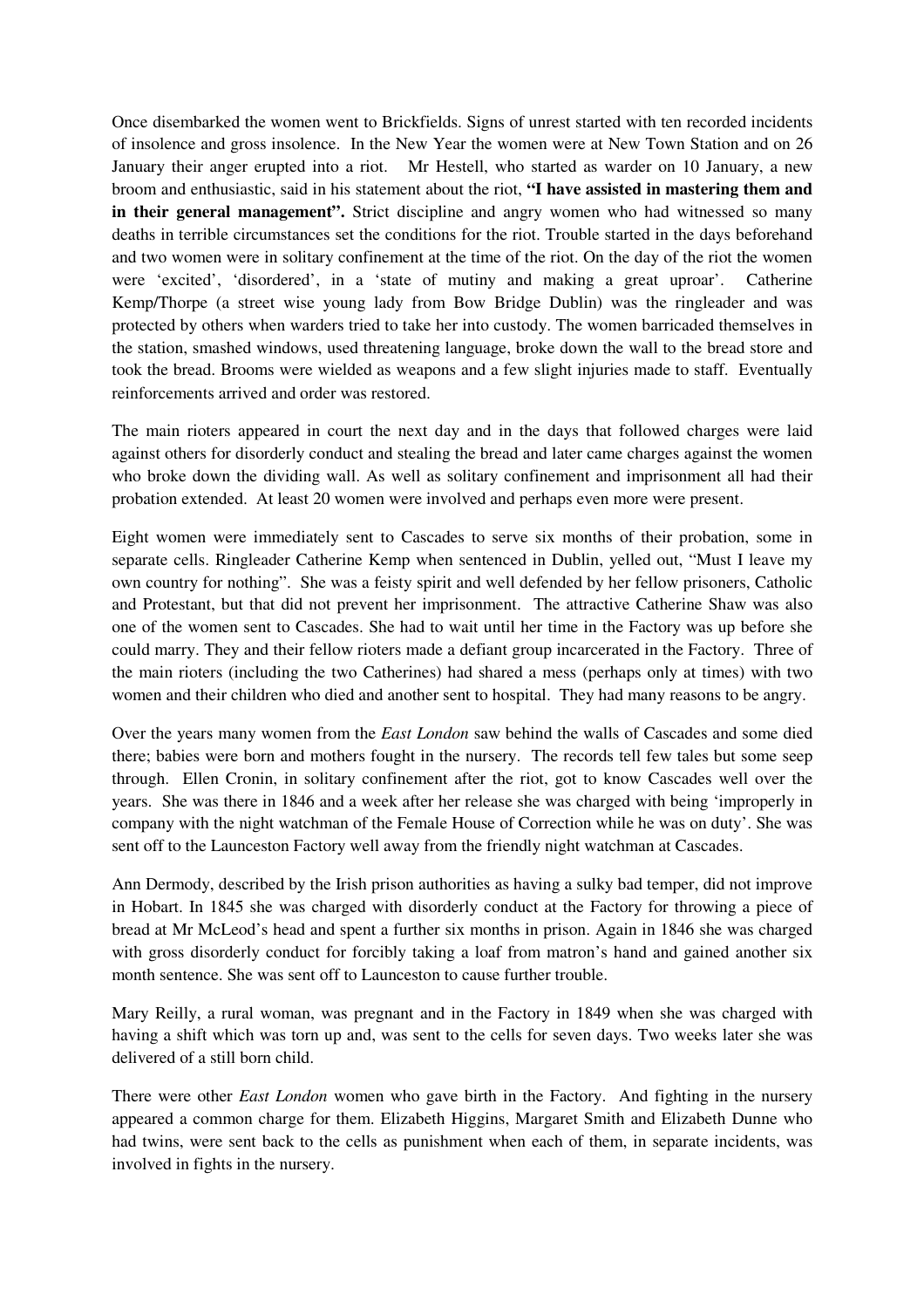Once disembarked the women went to Brickfields. Signs of unrest started with ten recorded incidents of insolence and gross insolence. In the New Year the women were at New Town Station and on 26 January their anger erupted into a riot. Mr Hestell, who started as warder on 10 January, a new broom and enthusiastic, said in his statement about the riot, **"I have assisted in mastering them and in their general management".** Strict discipline and angry women who had witnessed so many deaths in terrible circumstances set the conditions for the riot. Trouble started in the days beforehand and two women were in solitary confinement at the time of the riot. On the day of the riot the women were 'excited', 'disordered', in a 'state of mutiny and making a great uproar'. Catherine Kemp/Thorpe (a street wise young lady from Bow Bridge Dublin) was the ringleader and was protected by others when warders tried to take her into custody. The women barricaded themselves in the station, smashed windows, used threatening language, broke down the wall to the bread store and took the bread. Brooms were wielded as weapons and a few slight injuries made to staff. Eventually reinforcements arrived and order was restored.

The main rioters appeared in court the next day and in the days that followed charges were laid against others for disorderly conduct and stealing the bread and later came charges against the women who broke down the dividing wall. As well as solitary confinement and imprisonment all had their probation extended. At least 20 women were involved and perhaps even more were present.

Eight women were immediately sent to Cascades to serve six months of their probation, some in separate cells. Ringleader Catherine Kemp when sentenced in Dublin, yelled out, "Must I leave my own country for nothing". She was a feisty spirit and well defended by her fellow prisoners, Catholic and Protestant, but that did not prevent her imprisonment. The attractive Catherine Shaw was also one of the women sent to Cascades. She had to wait until her time in the Factory was up before she could marry. They and their fellow rioters made a defiant group incarcerated in the Factory. Three of the main rioters (including the two Catherines) had shared a mess (perhaps only at times) with two women and their children who died and another sent to hospital. They had many reasons to be angry.

Over the years many women from the *East London* saw behind the walls of Cascades and some died there; babies were born and mothers fought in the nursery. The records tell few tales but some seep through. Ellen Cronin, in solitary confinement after the riot, got to know Cascades well over the years. She was there in 1846 and a week after her release she was charged with being 'improperly in company with the night watchman of the Female House of Correction while he was on duty'. She was sent off to the Launceston Factory well away from the friendly night watchman at Cascades.

Ann Dermody, described by the Irish prison authorities as having a sulky bad temper, did not improve in Hobart. In 1845 she was charged with disorderly conduct at the Factory for throwing a piece of bread at Mr McLeod's head and spent a further six months in prison. Again in 1846 she was charged with gross disorderly conduct for forcibly taking a loaf from matron's hand and gained another six month sentence. She was sent off to Launceston to cause further trouble.

Mary Reilly, a rural woman, was pregnant and in the Factory in 1849 when she was charged with having a shift which was torn up and, was sent to the cells for seven days. Two weeks later she was delivered of a still born child.

There were other *East London* women who gave birth in the Factory. And fighting in the nursery appeared a common charge for them. Elizabeth Higgins, Margaret Smith and Elizabeth Dunne who had twins, were sent back to the cells as punishment when each of them, in separate incidents, was involved in fights in the nursery.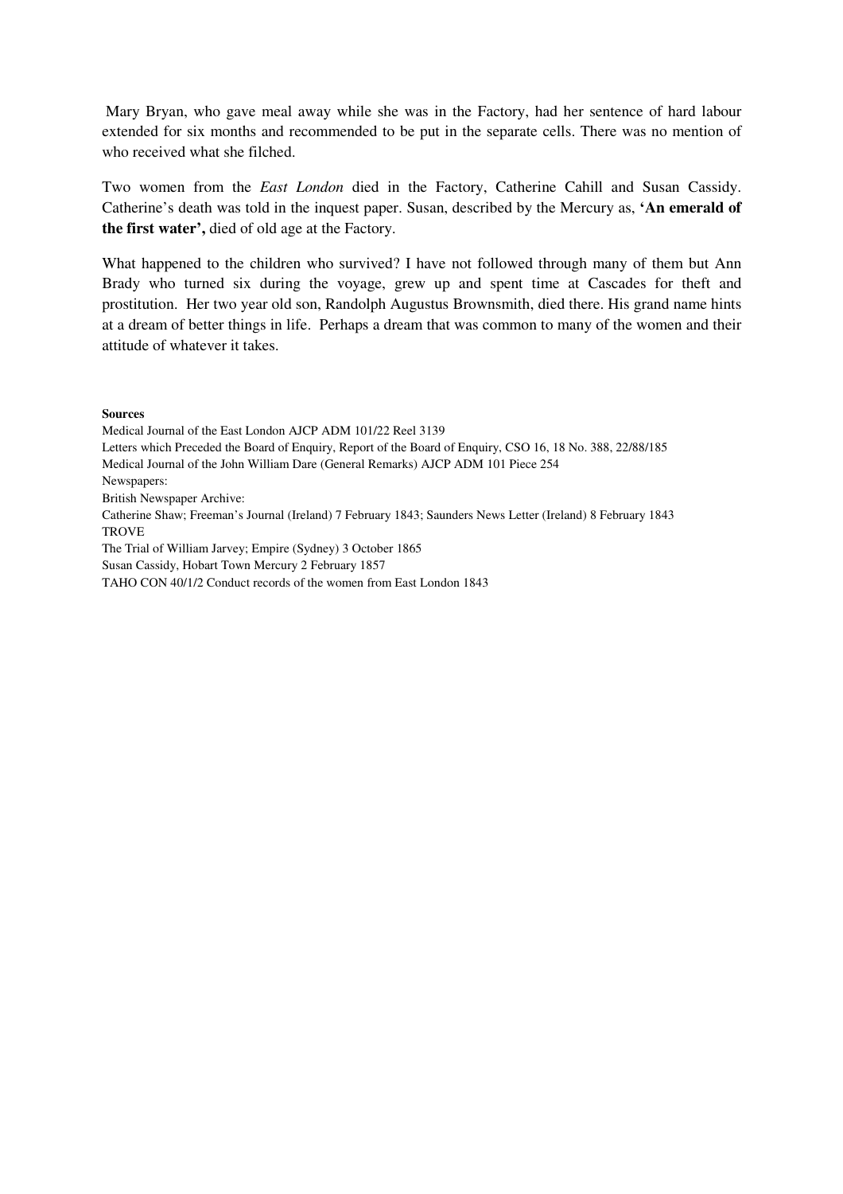Mary Bryan, who gave meal away while she was in the Factory, had her sentence of hard labour extended for six months and recommended to be put in the separate cells. There was no mention of who received what she filched.

Two women from the *East London* died in the Factory, Catherine Cahill and Susan Cassidy. Catherine's death was told in the inquest paper. Susan, described by the Mercury as, **'An emerald of the first water',** died of old age at the Factory.

What happened to the children who survived? I have not followed through many of them but Ann Brady who turned six during the voyage, grew up and spent time at Cascades for theft and prostitution. Her two year old son, Randolph Augustus Brownsmith, died there. His grand name hints at a dream of better things in life. Perhaps a dream that was common to many of the women and their attitude of whatever it takes.

**Sources**

Medical Journal of the East London AJCP ADM 101/22 Reel 3139

Letters which Preceded the Board of Enquiry, Report of the Board of Enquiry, CSO 16, 18 No. 388, 22/88/185

Medical Journal of the John William Dare (General Remarks) AJCP ADM 101 Piece 254

Newspapers:

British Newspaper Archive:

Catherine Shaw; Freeman's Journal (Ireland) 7 February 1843; Saunders News Letter (Ireland) 8 February 1843

TROVE

The Trial of William Jarvey; Empire (Sydney) 3 October 1865

Susan Cassidy, Hobart Town Mercury 2 February 1857

TAHO CON 40/1/2 Conduct records of the women from East London 1843